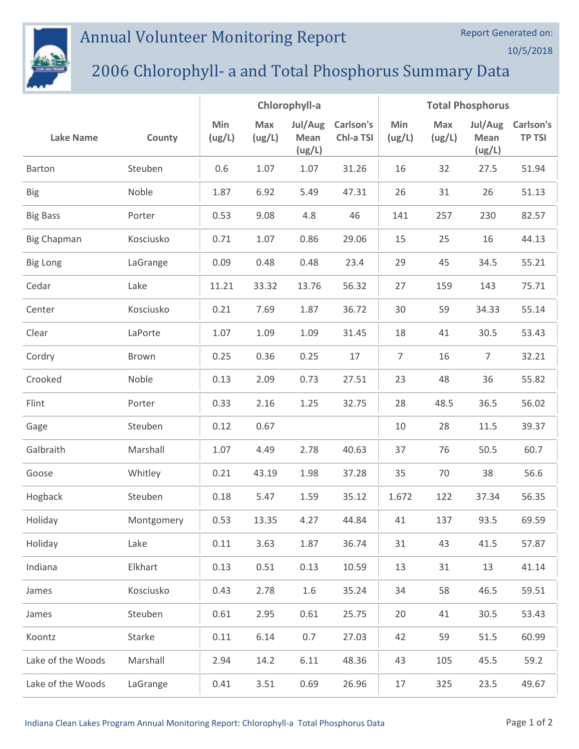# Annual Volunteer Monitoring Report

Report Generated on: 10/5/2018

## 2006 Chlorophyll- a and Total Phosphorus Summary Data

| Lake Name | County | Chlorophyll-a | | | | Total Phosphorus | | | |
|---|---|---|---|---|---|---|---|---|---|
| | | Min (ug/L) | Max (ug/L) | Jul/Aug Mean (ug/L) | Carlson's Chl-a TSI | Min (ug/L) | Max (ug/L) | Jul/Aug Mean (ug/L) | Carlson's TP TSI |
| Barton | Steuben | 0.6 | 1.07 | 1.07 | 31.26 | 16 | 32 | 27.5 | 51.94 |
| Big | Noble | 1.87 | 6.92 | 5.49 | 47.31 | 26 | 31 | 26 | 51.13 |
| Big Bass | Porter | 0.53 | 9.08 | 4.8 | 46 | 141 | 257 | 230 | 82.57 |
| Big Chapman | Kosciusko | 0.71 | 1.07 | 0.86 | 29.06 | 15 | 25 | 16 | 44.13 |
| Big Long | LaGrange | 0.09 | 0.48 | 0.48 | 23.4 | 29 | 45 | 34.5 | 55.21 |
| Cedar | Lake | 11.21 | 33.32 | 13.76 | 56.32 | 27 | 159 | 143 | 75.71 |
| Center | Kosciusko | 0.21 | 7.69 | 1.87 | 36.72 | 30 | 59 | 34.33 | 55.14 |
| Clear | LaPorte | 1.07 | 1.09 | 1.09 | 31.45 | 18 | 41 | 30.5 | 53.43 |
| Cordry | Brown | 0.25 | 0.36 | 0.25 | 17 | 7 | 16 | 7 | 32.21 |
| Crooked | Noble | 0.13 | 2.09 | 0.73 | 27.51 | 23 | 48 | 36 | 55.82 |
| Flint | Porter | 0.33 | 2.16 | 1.25 | 32.75 | 28 | 48.5 | 36.5 | 56.02 |
| Gage | Steuben | 0.12 | 0.67 | | | 10 | 28 | 11.5 | 39.37 |
| Galbraith | Marshall | 1.07 | 4.49 | 2.78 | 40.63 | 37 | 76 | 50.5 | 60.7 |
| Goose | Whitley | 0.21 | 43.19 | 1.98 | 37.28 | 35 | 70 | 38 | 56.6 |
| Hogback | Steuben | 0.18 | 5.47 | 1.59 | 35.12 | 1.672 | 122 | 37.34 | 56.35 |
| Holiday | Montgomery | 0.53 | 13.35 | 4.27 | 44.84 | 41 | 137 | 93.5 | 69.59 |
| Holiday | Lake | 0.11 | 3.63 | 1.87 | 36.74 | 31 | 43 | 41.5 | 57.87 |
| Indiana | Elkhart | 0.13 | 0.51 | 0.13 | 10.59 | 13 | 31 | 13 | 41.14 |
| James | Kosciusko | 0.43 | 2.78 | 1.6 | 35.24 | 34 | 58 | 46.5 | 59.51 |
| James | Steuben | 0.61 | 2.95 | 0.61 | 25.75 | 20 | 41 | 30.5 | 53.43 |
| Koontz | Starke | 0.11 | 6.14 | 0.7 | 27.03 | 42 | 59 | 51.5 | 60.99 |
| Lake of the Woods | Marshall | 2.94 | 14.2 | 6.11 | 48.36 | 43 | 105 | 45.5 | 59.2 |
| Lake of the Woods | LaGrange | 0.41 | 3.51 | 0.69 | 26.96 | 17 | 325 | 23.5 | 49.67 |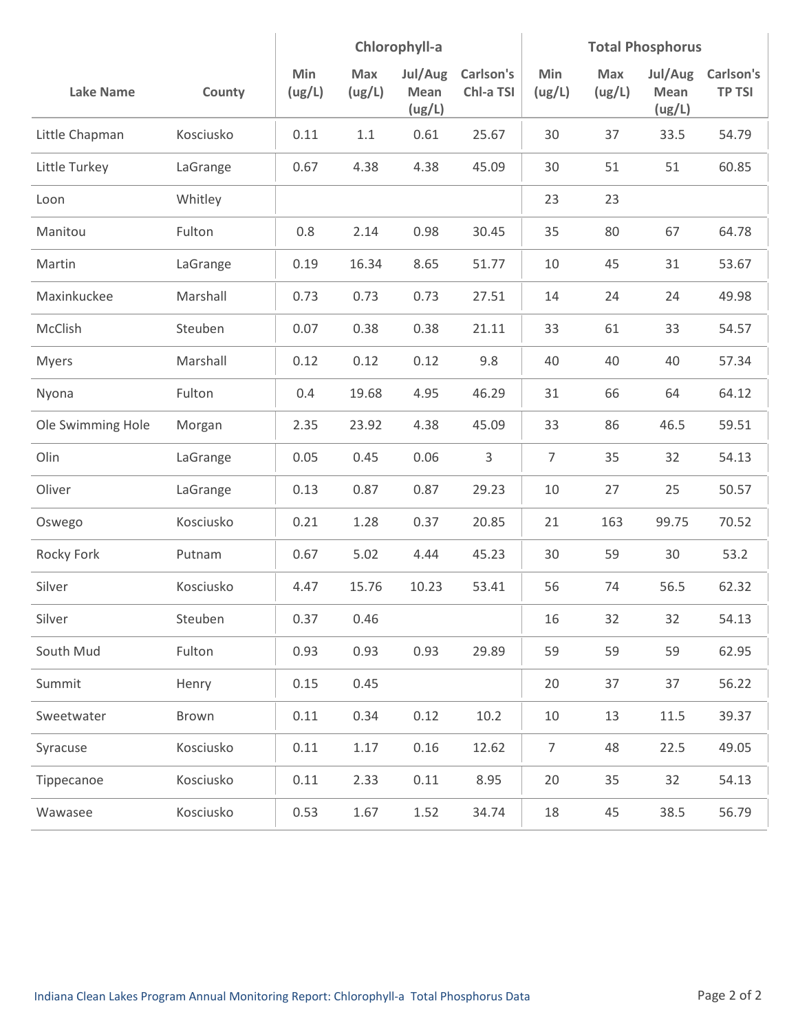| Lake Name | County | Chlorophyll-a | | | | Total Phosphorus | | | |
|---|---|---|---|---|---|---|---|---|---|
| | | Min (ug/L) | Max (ug/L) | Jul/Aug Mean (ug/L) | Carlson's Chl-a TSI | Min (ug/L) | Max (ug/L) | Jul/Aug Mean (ug/L) | Carlson's TP TSI |
| Little Chapman | Kosciusko | 0.11 | 1.1 | 0.61 | 25.67 | 30 | 37 | 33.5 | 54.79 |
| Little Turkey | LaGrange | 0.67 | 4.38 | 4.38 | 45.09 | 30 | 51 | 51 | 60.85 |
| Loon | Whitley | | | | | 23 | 23 | | |
| Manitou | Fulton | 0.8 | 2.14 | 0.98 | 30.45 | 35 | 80 | 67 | 64.78 |
| Martin | LaGrange | 0.19 | 16.34 | 8.65 | 51.77 | 10 | 45 | 31 | 53.67 |
| Maxinkuckee | Marshall | 0.73 | 0.73 | 0.73 | 27.51 | 14 | 24 | 24 | 49.98 |
| McClish | Steuben | 0.07 | 0.38 | 0.38 | 21.11 | 33 | 61 | 33 | 54.57 |
| Myers | Marshall | 0.12 | 0.12 | 0.12 | 9.8 | 40 | 40 | 40 | 57.34 |
| Nyona | Fulton | 0.4 | 19.68 | 4.95 | 46.29 | 31 | 66 | 64 | 64.12 |
| Ole Swimming Hole | Morgan | 2.35 | 23.92 | 4.38 | 45.09 | 33 | 86 | 46.5 | 59.51 |
| Olin | LaGrange | 0.05 | 0.45 | 0.06 | 3 | 7 | 35 | 32 | 54.13 |
| Oliver | LaGrange | 0.13 | 0.87 | 0.87 | 29.23 | 10 | 27 | 25 | 50.57 |
| Oswego | Kosciusko | 0.21 | 1.28 | 0.37 | 20.85 | 21 | 163 | 99.75 | 70.52 |
| Rocky Fork | Putnam | 0.67 | 5.02 | 4.44 | 45.23 | 30 | 59 | 30 | 53.2 |
| Silver | Kosciusko | 4.47 | 15.76 | 10.23 | 53.41 | 56 | 74 | 56.5 | 62.32 |
| Silver | Steuben | 0.37 | 0.46 | | | 16 | 32 | 32 | 54.13 |
| South Mud | Fulton | 0.93 | 0.93 | 0.93 | 29.89 | 59 | 59 | 59 | 62.95 |
| Summit | Henry | 0.15 | 0.45 | | | 20 | 37 | 37 | 56.22 |
| Sweetwater | Brown | 0.11 | 0.34 | 0.12 | 10.2 | 10 | 13 | 11.5 | 39.37 |
| Syracuse | Kosciusko | 0.11 | 1.17 | 0.16 | 12.62 | 7 | 48 | 22.5 | 49.05 |
| Tippecanoe | Kosciusko | 0.11 | 2.33 | 0.11 | 8.95 | 20 | 35 | 32 | 54.13 |
| Wawasee | Kosciusko | 0.53 | 1.67 | 1.52 | 34.74 | 18 | 45 | 38.5 | 56.79 |